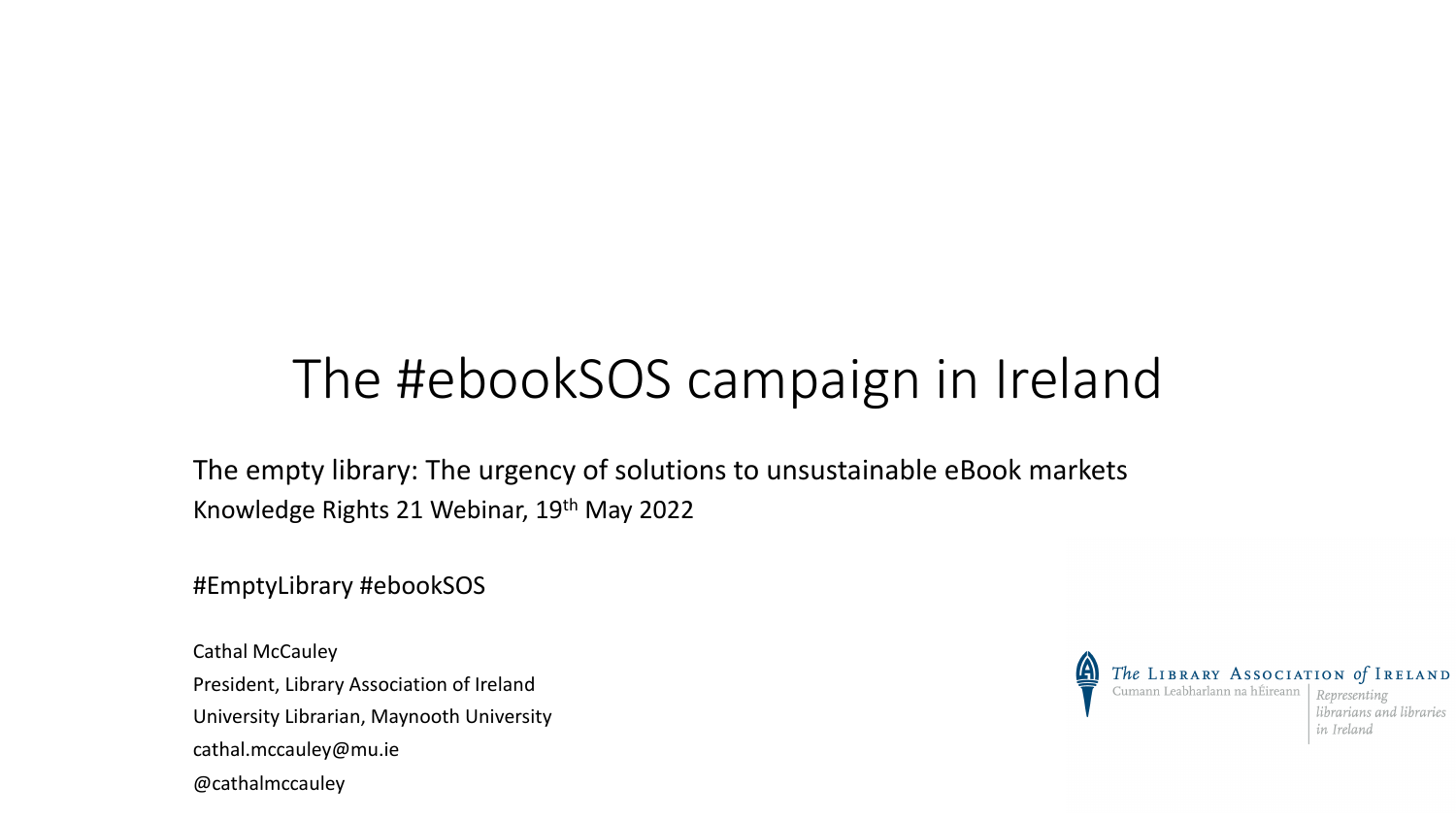# The #ebookSOS campaign in Ireland

The empty library: The urgency of solutions to unsustainable eBook markets
Knowledge Rights 21 Webinar, 19th May 2022

#EmptyLibrary #ebookSOS

Cathal McCauley
President, Library Association of Ireland
University Librarian, Maynooth University
cathal.mccauley@mu.ie
@cathalmccauley

The Library Association of Ireland
Cumann Leabharlann na hÉireann
*Representing librarians and libraries in Ireland*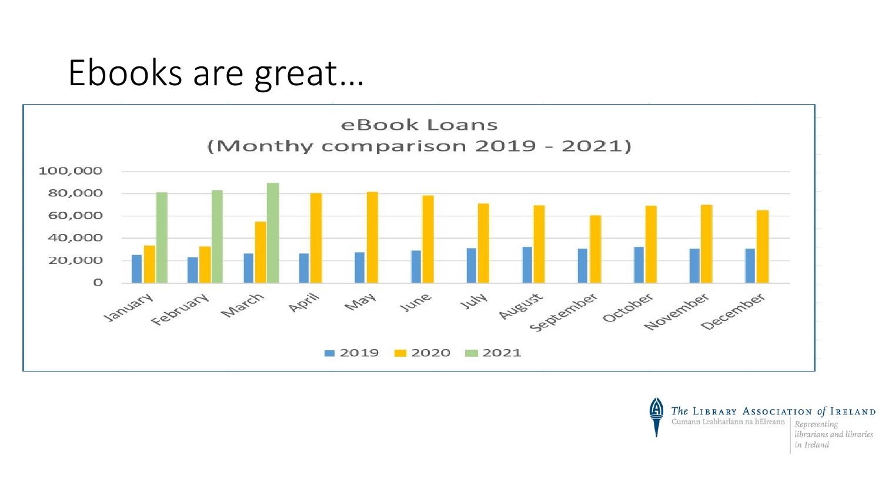# Ebooks are great…

eBook Loans
(Monthy comparison 2019 - 2021)

The Library Association of Ireland
Cumann Leabharlann na hÉireann
Representing librarians and libraries in Ireland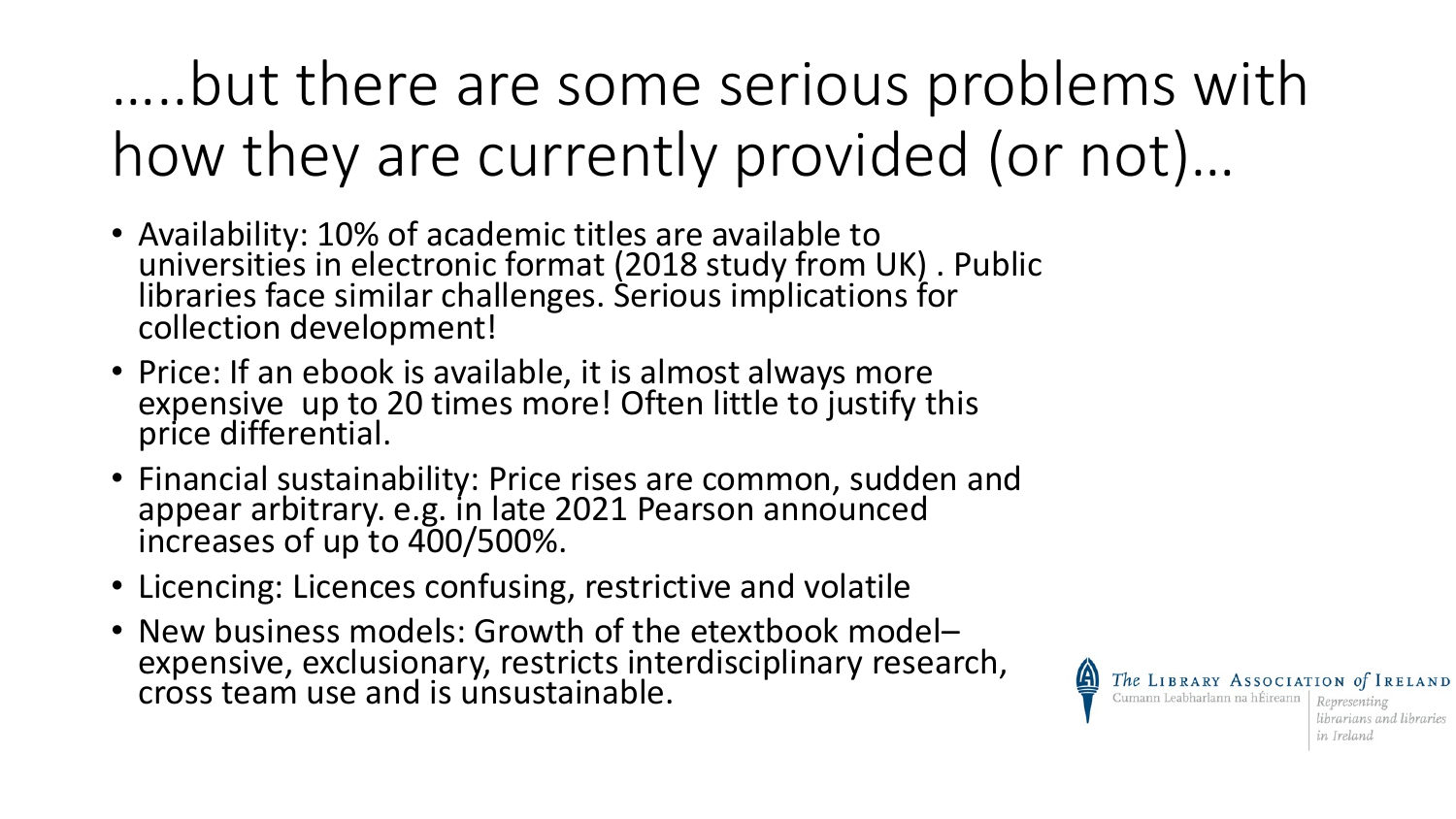# .....but there are some serious problems with how they are currently provided (or not)…

- Availability: 10% of academic titles are available to universities in electronic format (2018 study from UK) . Public libraries face similar challenges. Serious implications for collection development!
- Price: If an ebook is available, it is almost always more expensive up to 20 times more! Often little to justify this price differential.
- Financial sustainability: Price rises are common, sudden and appear arbitrary. e.g. in late 2021 Pearson announced increases of up to 400/500%.
- Licencing: Licences confusing, restrictive and volatile
- New business models: Growth of the etextbook model– expensive, exclusionary, restricts interdisciplinary research, cross team use and is unsustainable.

The Library Association of Ireland
Cumann Leabharlann na hÉireann | *Representing librarians and libraries in Ireland*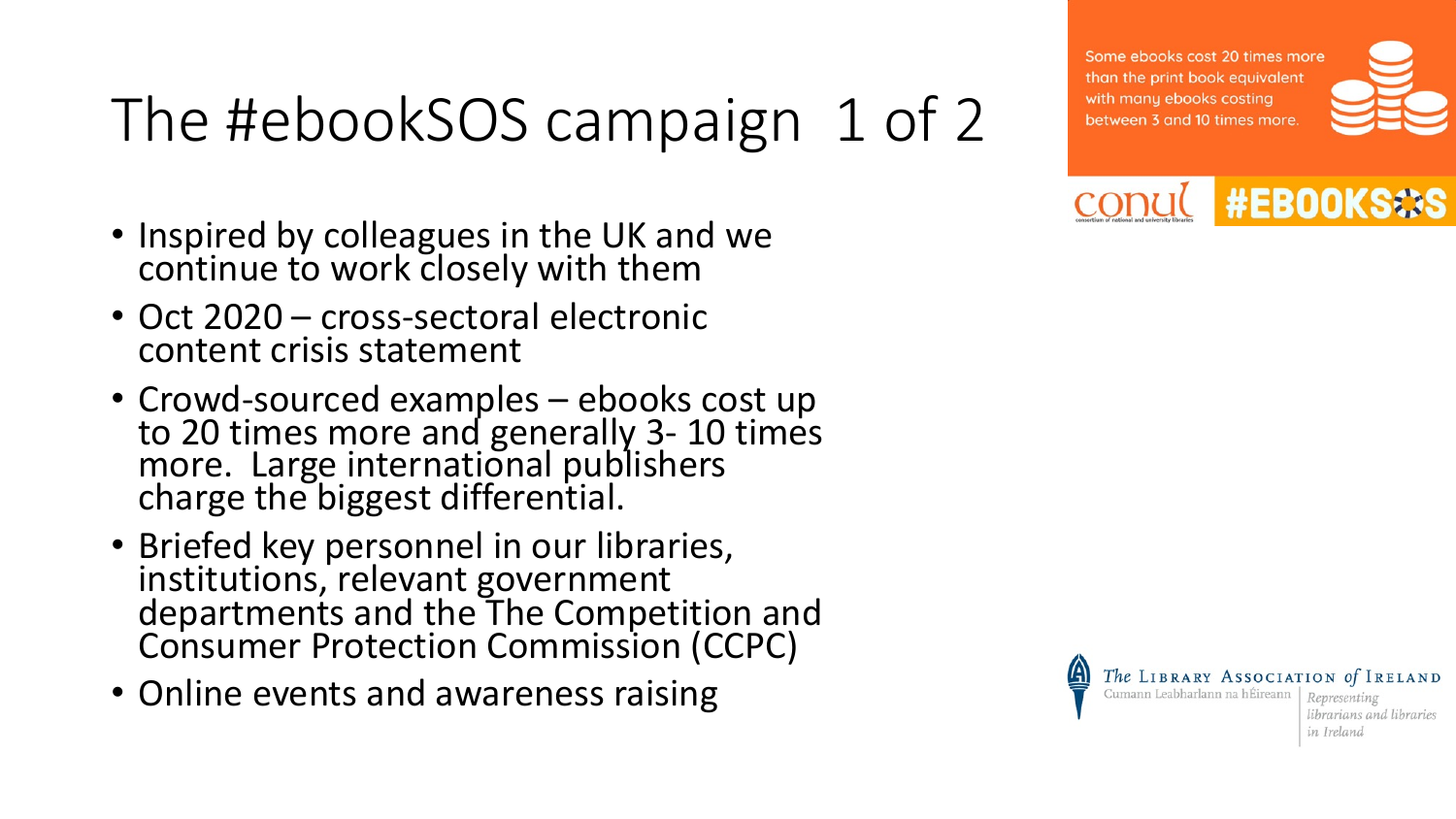# The #ebookSOS campaign 1 of 2

- Inspired by colleagues in the UK and we continue to work closely with them
- Oct 2020 – cross-sectoral electronic content crisis statement
- Crowd-sourced examples – ebooks cost up to 20 times more and generally 3- 10 times more. Large international publishers charge the biggest differential.
- Briefed key personnel in our libraries, institutions, relevant government departments and the The Competition and Consumer Protection Commission (CCPC)
- Online events and awareness raising

Some ebooks cost 20 times more than the print book equivalent with many ebooks costing between 3 and 10 times more.

conul consortium of national and university libraries

#EBOOKSOS

The Library Association of Ireland
Cumann Leabharlann na hÉireann
*Representing librarians and libraries in Ireland*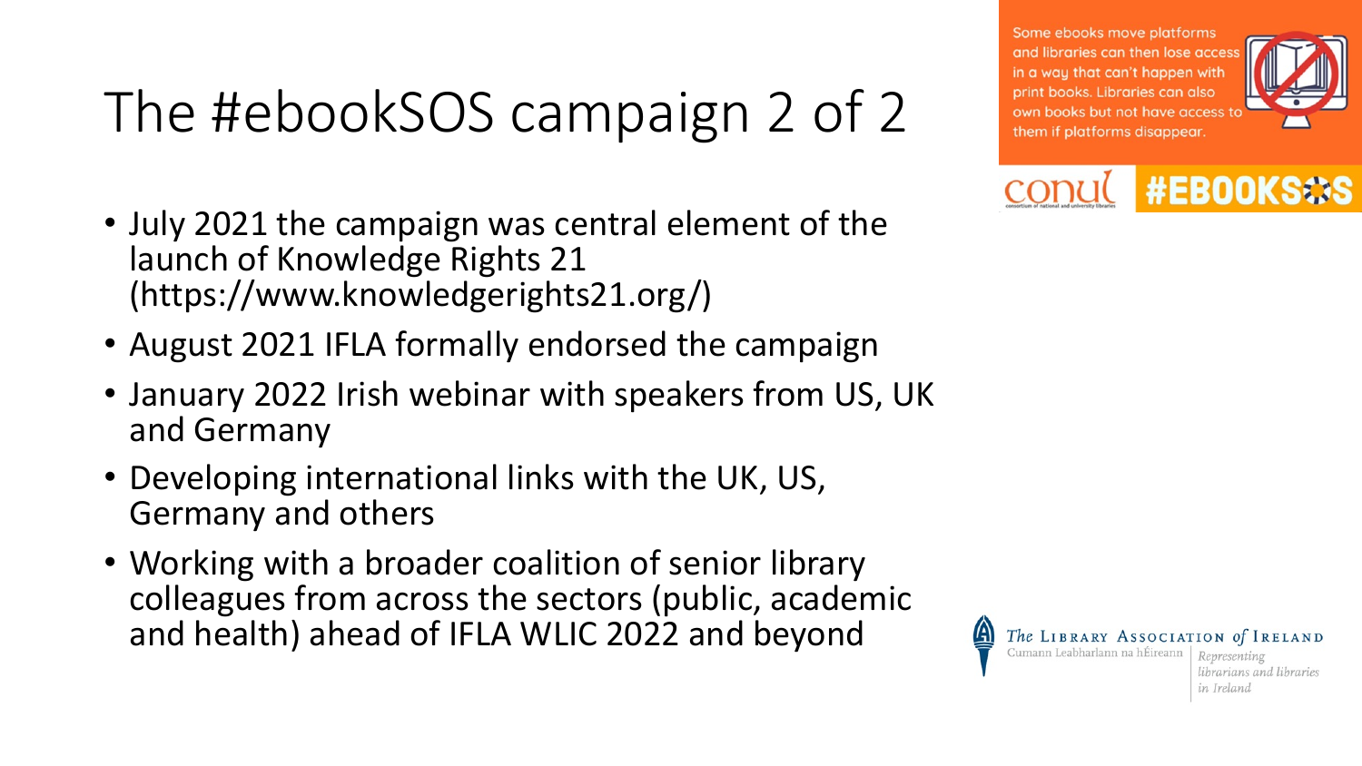# The #ebookSOS campaign 2 of 2

Some ebooks move platforms and libraries can then lose access in a way that can't happen with print books. Libraries can also own books but not have access to them if platforms disappear.

conul #EBOOKSOS

- July 2021 the campaign was central element of the launch of Knowledge Rights 21 (https://www.knowledgerights21.org/)
- August 2021 IFLA formally endorsed the campaign
- January 2022 Irish webinar with speakers from US, UK and Germany
- Developing international links with the UK, US, Germany and others
- Working with a broader coalition of senior library colleagues from across the sectors (public, academic and health) ahead of IFLA WLIC 2022 and beyond

The Library Association of Ireland
Cumann Leabharlann na hÉireann
*Representing librarians and libraries in Ireland*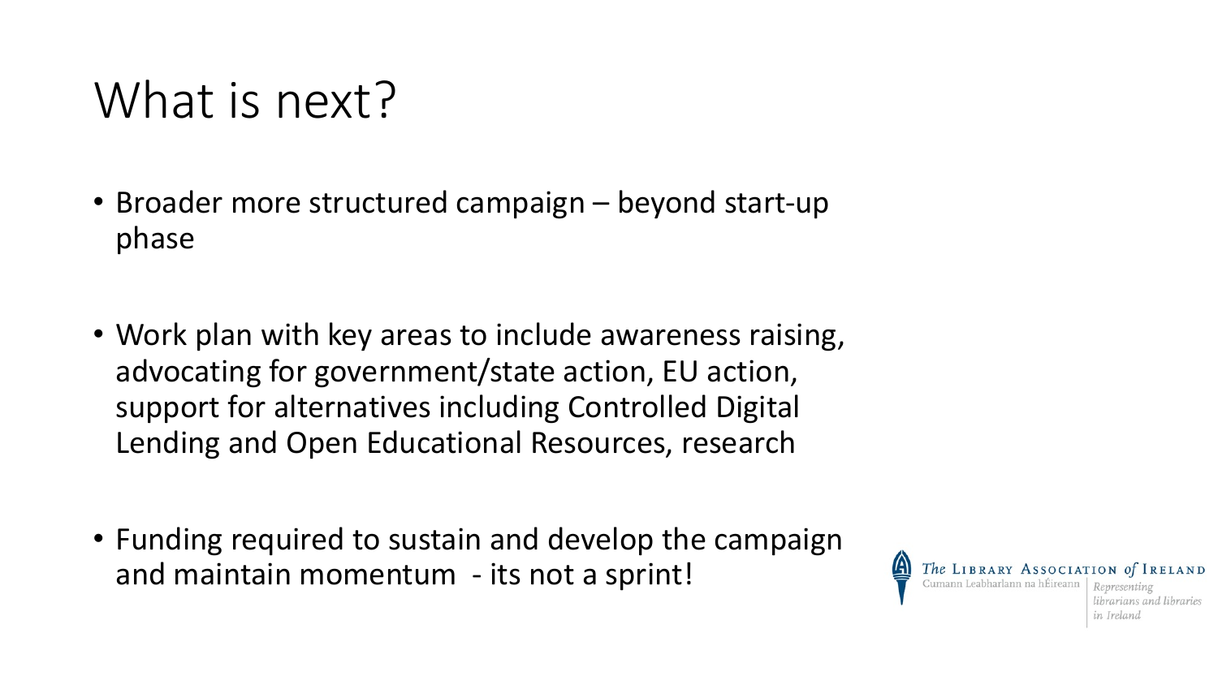# What is next?

- Broader more structured campaign – beyond start-up phase
- Work plan with key areas to include awareness raising, advocating for government/state action, EU action, support for alternatives including Controlled Digital Lending and Open Educational Resources, research
- Funding required to sustain and develop the campaign and maintain momentum - its not a sprint!

The Library Association of Ireland
Cumann Leabharlann na hÉireann
*Representing librarians and libraries in Ireland*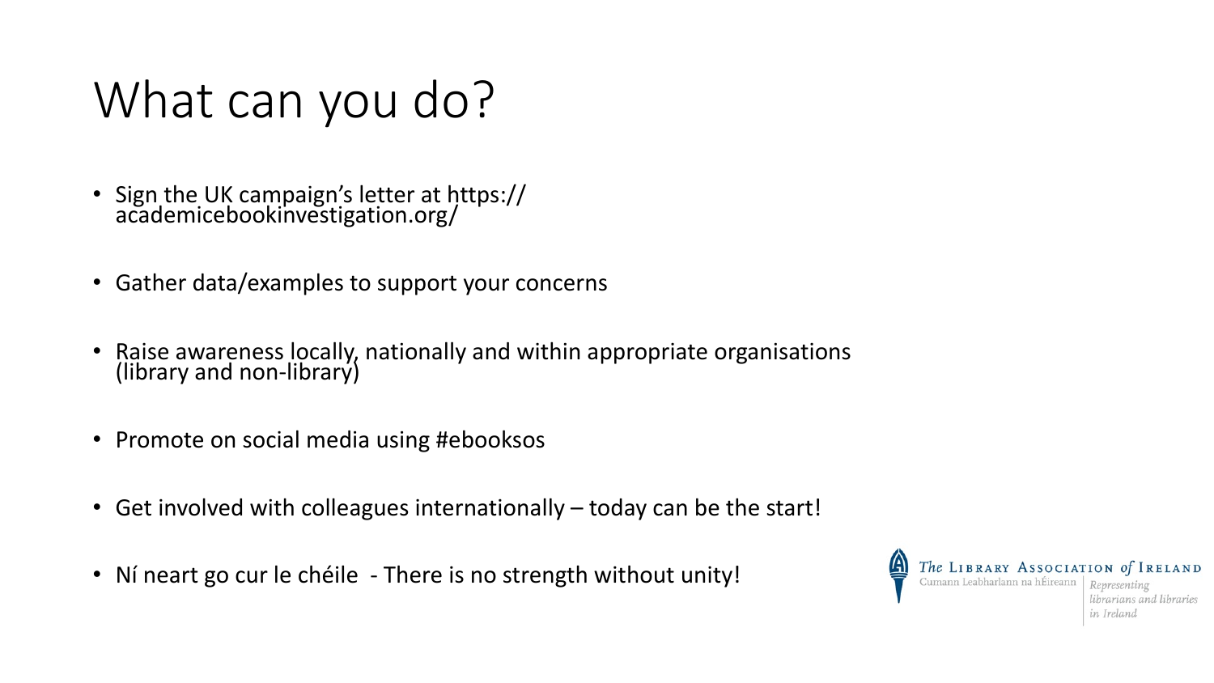# What can you do?

- Sign the UK campaign's letter at https://academicebookinvestigation.org/
- Gather data/examples to support your concerns
- Raise awareness locally, nationally and within appropriate organisations (library and non-library)
- Promote on social media using #ebooksos
- Get involved with colleagues internationally – today can be the start!
- Ní neart go cur le chéile - There is no strength without unity!

The Library Association of Ireland
Cumann Leabharlann na hÉireann | Representing librarians and libraries in Ireland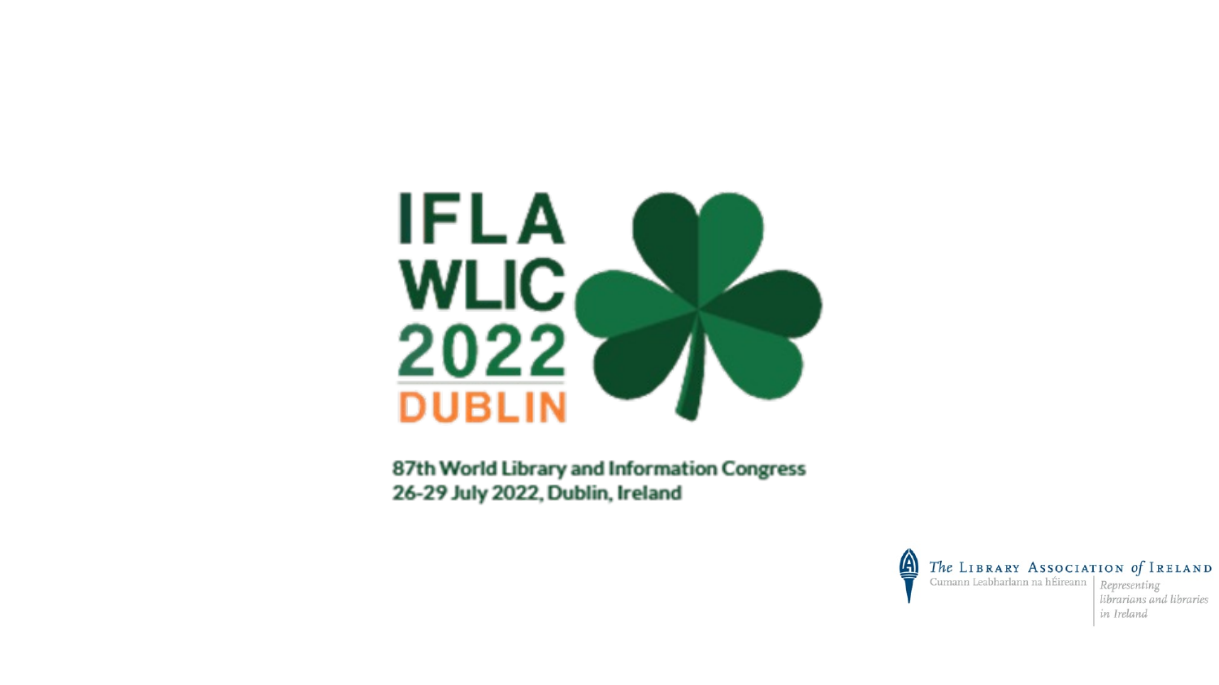IFLA
WLIC
2022
DUBLIN

87th World Library and Information Congress
26-29 July 2022, Dublin, Ireland

The Library Association of Ireland
Cumann Leabharlann na hÉireann

*Representing librarians and libraries in Ireland*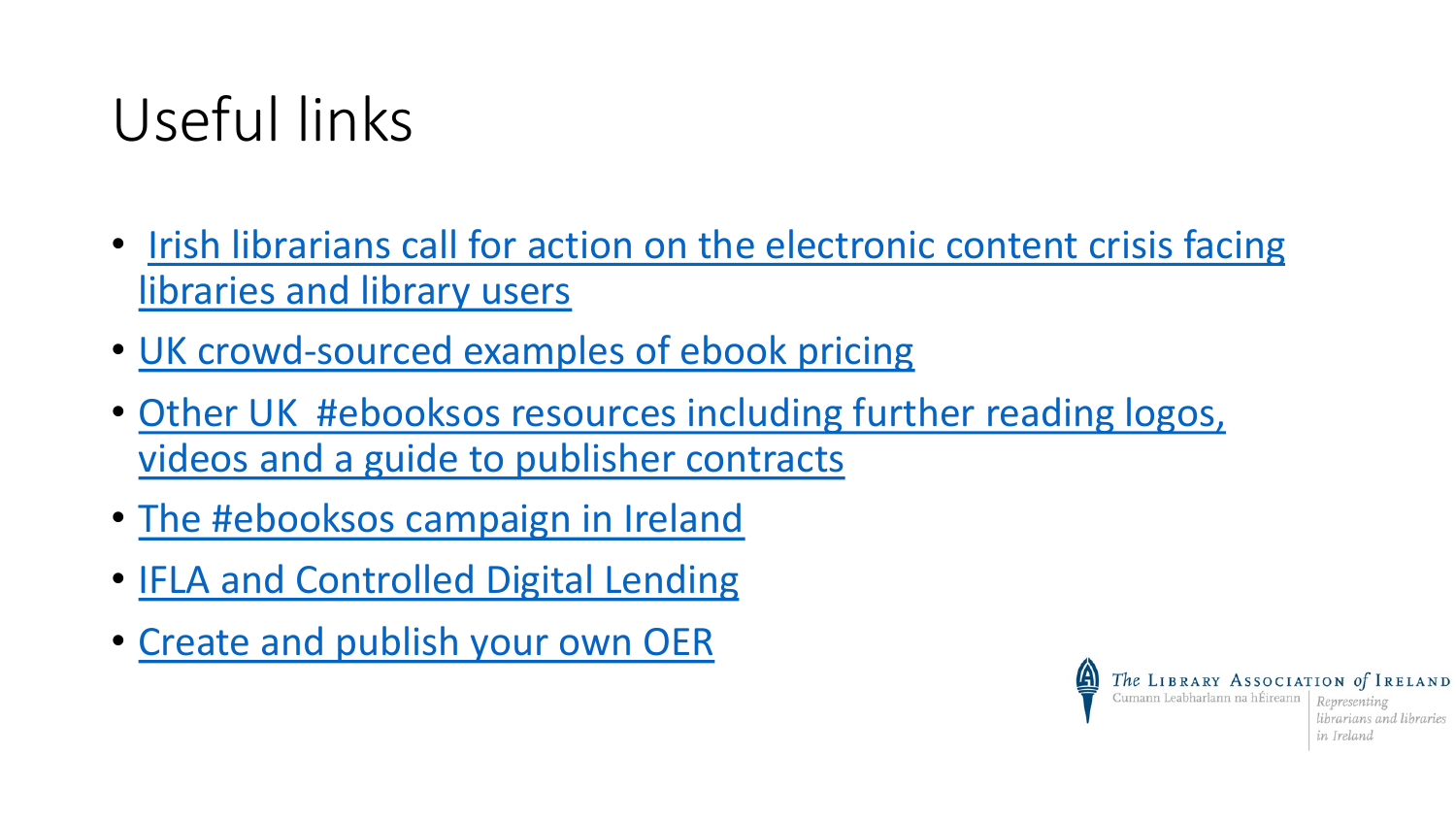# Useful links

- Irish librarians call for action on the electronic content crisis facing libraries and library users
- UK crowd-sourced examples of ebook pricing
- Other UK #ebooksos resources including further reading logos, videos and a guide to publisher contracts
- The #ebooksos campaign in Ireland
- IFLA and Controlled Digital Lending
- Create and publish your own OER

The Library Association of Ireland
Cumann Leabharlann na hÉireann
*Representing librarians and libraries in Ireland*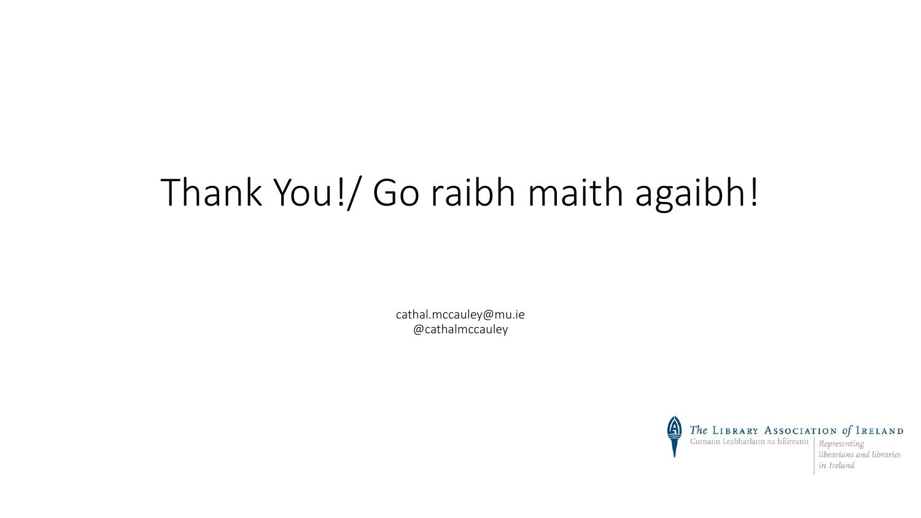# Thank You!/ Go raibh maith agaibh!

cathal.mccauley@mu.ie
@cathalmccauley

The Library Association of Ireland
Cumann Leabharlann na hÉireann
*Representing librarians and libraries in Ireland*